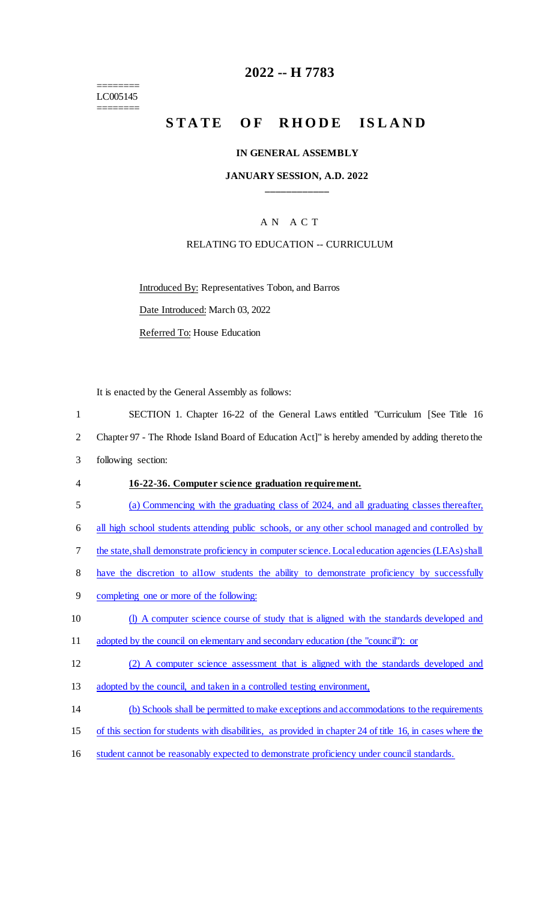========
LC005145
========

# 2022 -- H 7783

# STATE OF RHODE ISLAND

## IN GENERAL ASSEMBLY

### JANUARY SESSION, A.D. 2022

---

AN ACT

RELATING TO EDUCATION -- CURRICULUM

Introduced By: Representatives Tobon, and Barros

Date Introduced: March 03, 2022

Referred To: House Education

It is enacted by the General Assembly as follows:

1 SECTION 1. Chapter 16-22 of the General Laws entitled "Curriculum [See Title 16
2 Chapter 97 - The Rhode Island Board of Education Act]" is hereby amended by adding thereto the
3 following section:

4 **16-22-36. Computer science graduation requirement.**

5 (a) Commencing with the graduating class of 2024, and all graduating classes thereafter,
6 all high school students attending public schools, or any other school managed and controlled by
7 the state, shall demonstrate proficiency in computer science. Local education agencies (LEAs) shall
8 have the discretion to al1ow students the ability to demonstrate proficiency by successfully
9 completing one or more of the following:

10 (l) A computer science course of study that is aligned with the standards developed and
11 adopted by the council on elementary and secondary education (the "council"): or

12 (2) A computer science assessment that is aligned with the standards developed and
13 adopted by the council, and taken in a controlled testing environment,

14 (b) Schools shall be permitted to make exceptions and accommodations to the requirements
15 of this section for students with disabilities, as provided in chapter 24 of title 16, in cases where the
16 student cannot be reasonably expected to demonstrate proficiency under council standards.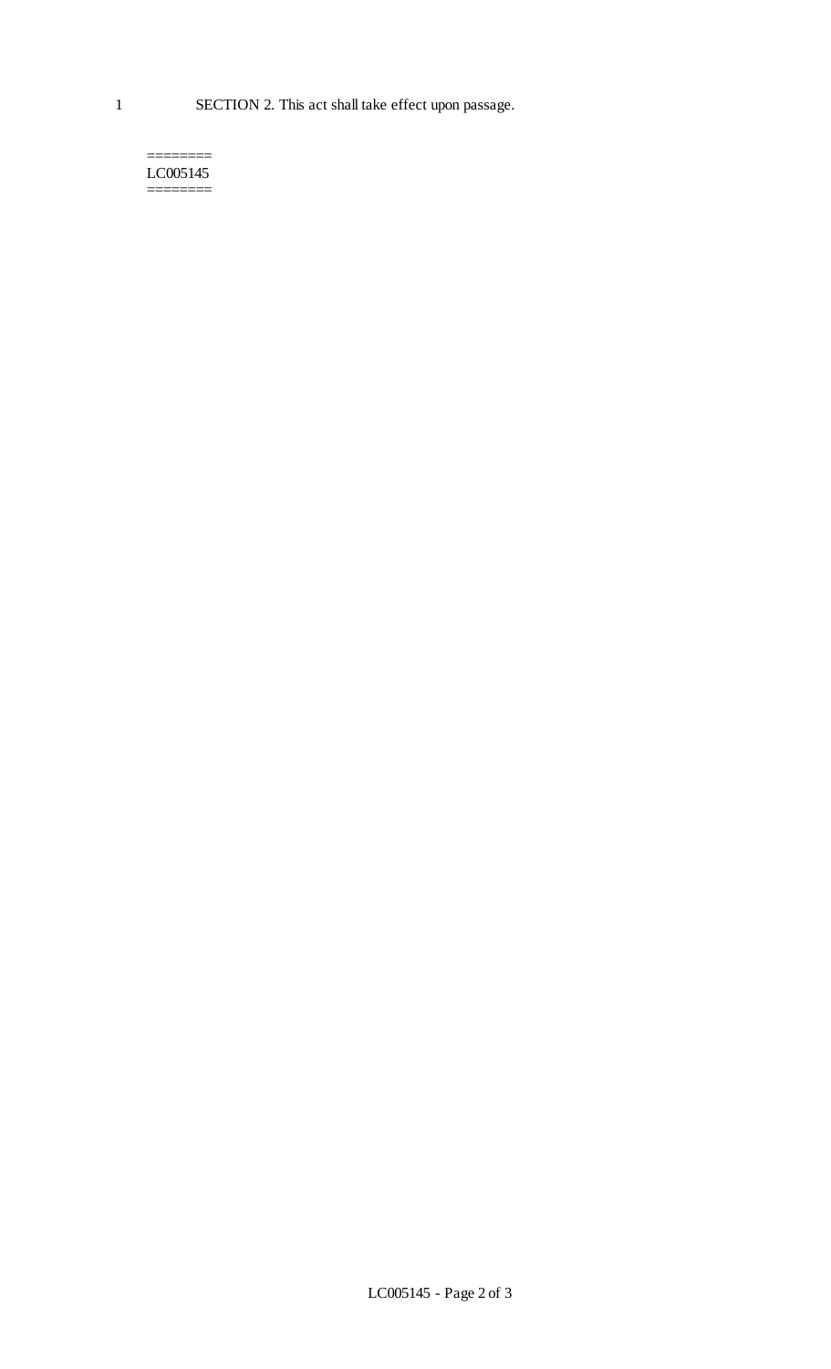SECTION 2. This act shall take effect upon passage.

========
LC005145
========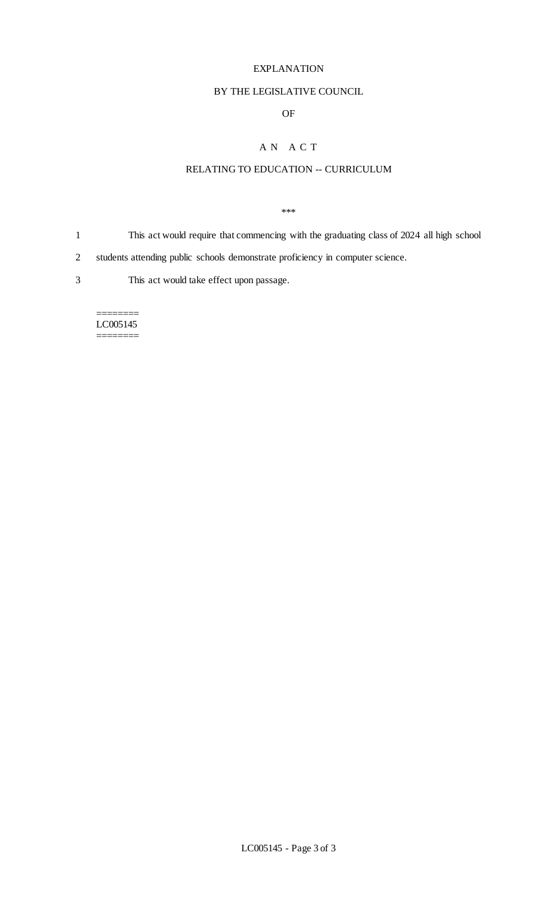EXPLANATION

BY THE LEGISLATIVE COUNCIL

OF

A N A C T

RELATING TO EDUCATION -- CURRICULUM

\*\*\*

1 This act would require that commencing with the graduating class of 2024 all high school
2 students attending public schools demonstrate proficiency in computer science.
3 This act would take effect upon passage.

========
LC005145
========